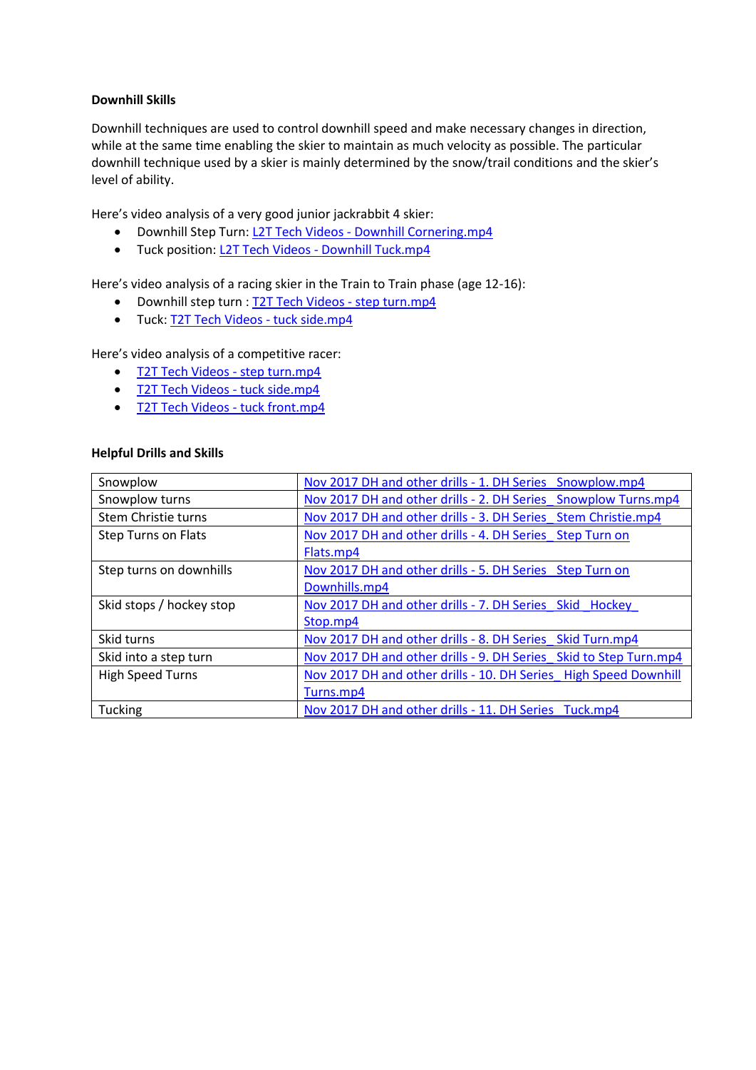**Downhill Skills**

Downhill techniques are used to control downhill speed and make necessary changes in direction, while at the same time enabling the skier to maintain as much velocity as possible. The particular downhill technique used by a skier is mainly determined by the snow/trail conditions and the skier's level of ability.

Here's video analysis of a very good junior jackrabbit 4 skier:

- Downhill Step Turn: L2T Tech Videos - Downhill Cornering.mp4
- Tuck position: L2T Tech Videos - Downhill Tuck.mp4

Here's video analysis of a racing skier in the Train to Train phase (age 12-16):

- Downhill step turn : T2T Tech Videos - step turn.mp4
- Tuck: T2T Tech Videos - tuck side.mp4

Here's video analysis of a competitive racer:

- T2T Tech Videos - step turn.mp4
- T2T Tech Videos - tuck side.mp4
- T2T Tech Videos - tuck front.mp4

**Helpful Drills and Skills**

| | |
|---|---|
| Snowplow | Nov 2017 DH and other drills - 1. DH Series_ Snowplow.mp4 |
| Snowplow turns | Nov 2017 DH and other drills - 2. DH Series_ Snowplow Turns.mp4 |
| Stem Christie turns | Nov 2017 DH and other drills - 3. DH Series_ Stem Christie.mp4 |
| Step Turns on Flats | Nov 2017 DH and other drills - 4. DH Series_ Step Turn on Flats.mp4 |
| Step turns on downhills | Nov 2017 DH and other drills - 5. DH Series_ Step Turn on Downhills.mp4 |
| Skid stops / hockey stop | Nov 2017 DH and other drills - 7. DH Series_ Skid _Hockey_ Stop.mp4 |
| Skid turns | Nov 2017 DH and other drills - 8. DH Series_ Skid Turn.mp4 |
| Skid into a step turn | Nov 2017 DH and other drills - 9. DH Series_ Skid to Step Turn.mp4 |
| High Speed Turns | Nov 2017 DH and other drills - 10. DH Series_ High Speed Downhill Turns.mp4 |
| Tucking | Nov 2017 DH and other drills - 11. DH Series_ Tuck.mp4 |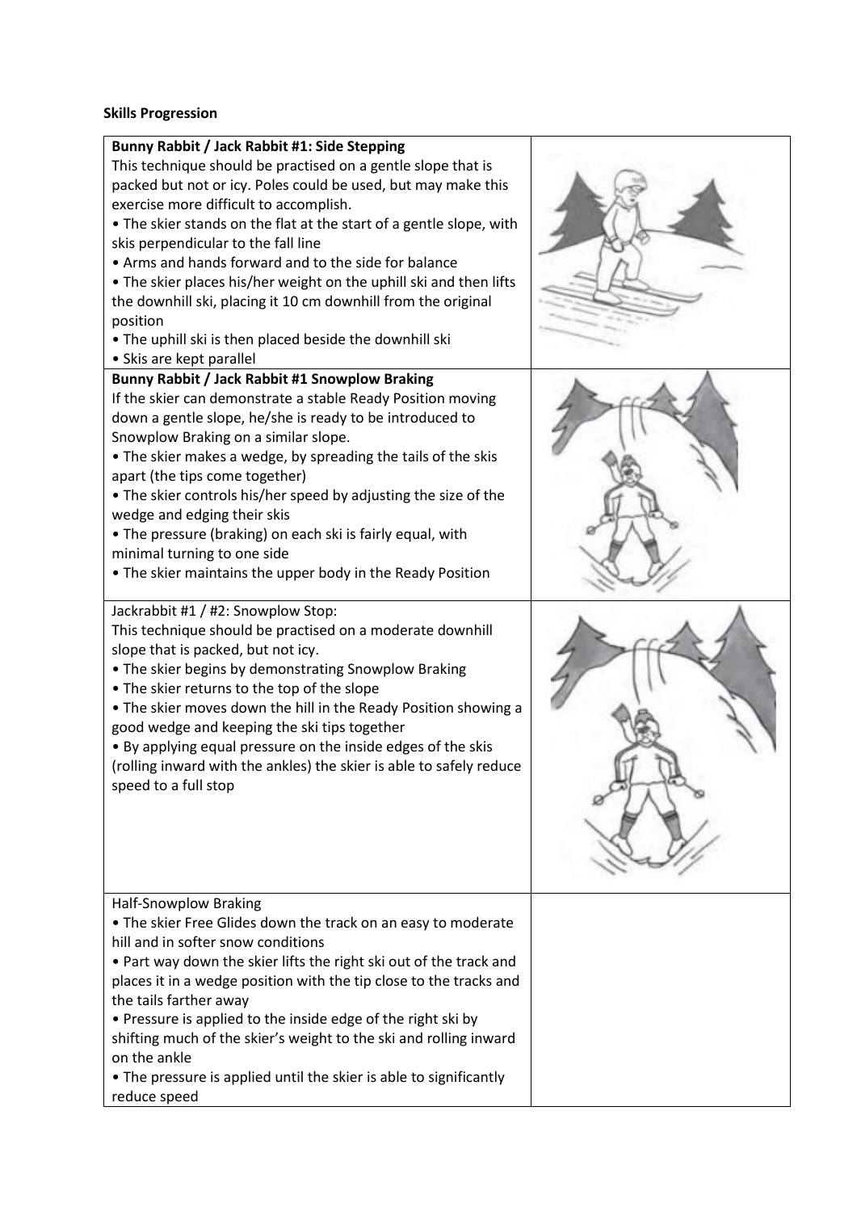**Skills Progression**

**Bunny Rabbit / Jack Rabbit #1: Side Stepping**

This technique should be practised on a gentle slope that is packed but not or icy. Poles could be used, but may make this exercise more difficult to accomplish.

- The skier stands on the flat at the start of a gentle slope, with skis perpendicular to the fall line
- Arms and hands forward and to the side for balance
- The skier places his/her weight on the uphill ski and then lifts the downhill ski, placing it 10 cm downhill from the original position
- The uphill ski is then placed beside the downhill ski
- Skis are kept parallel

**Bunny Rabbit / Jack Rabbit #1 Snowplow Braking**

If the skier can demonstrate a stable Ready Position moving down a gentle slope, he/she is ready to be introduced to Snowplow Braking on a similar slope.

- The skier makes a wedge, by spreading the tails of the skis apart (the tips come together)
- The skier controls his/her speed by adjusting the size of the wedge and edging their skis
- The pressure (braking) on each ski is fairly equal, with minimal turning to one side
- The skier maintains the upper body in the Ready Position

Jackrabbit #1 / #2: Snowplow Stop:

This technique should be practised on a moderate downhill slope that is packed, but not icy.

- The skier begins by demonstrating Snowplow Braking
- The skier returns to the top of the slope
- The skier moves down the hill in the Ready Position showing a good wedge and keeping the ski tips together
- By applying equal pressure on the inside edges of the skis (rolling inward with the ankles) the skier is able to safely reduce speed to a full stop

Half-Snowplow Braking

- The skier Free Glides down the track on an easy to moderate hill and in softer snow conditions
- Part way down the skier lifts the right ski out of the track and places it in a wedge position with the tip close to the tracks and the tails farther away
- Pressure is applied to the inside edge of the right ski by shifting much of the skier's weight to the ski and rolling inward on the ankle
- The pressure is applied until the skier is able to significantly reduce speed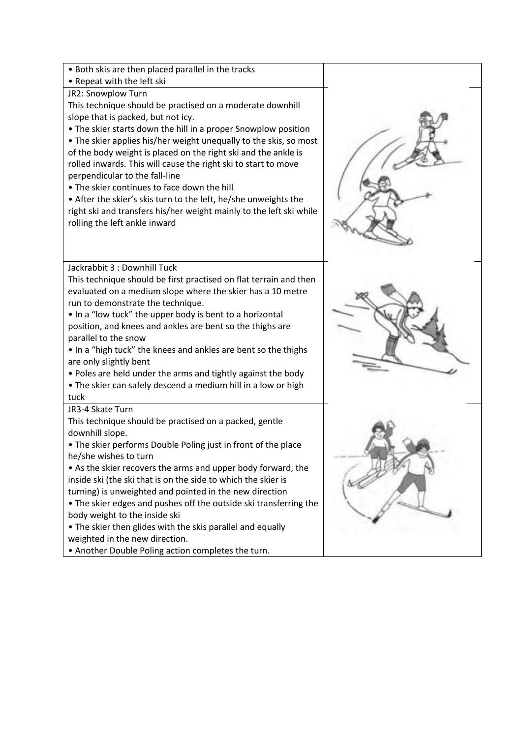- Both skis are then placed parallel in the tracks
- Repeat with the left ski

JR2: Snowplow Turn

This technique should be practised on a moderate downhill slope that is packed, but not icy.

- The skier starts down the hill in a proper Snowplow position
- The skier applies his/her weight unequally to the skis, so most of the body weight is placed on the right ski and the ankle is rolled inwards. This will cause the right ski to start to move perpendicular to the fall-line
- The skier continues to face down the hill
- After the skier's skis turn to the left, he/she unweights the right ski and transfers his/her weight mainly to the left ski while rolling the left ankle inward

Jackrabbit 3 : Downhill Tuck

This technique should be first practised on flat terrain and then evaluated on a medium slope where the skier has a 10 metre run to demonstrate the technique.

- In a "low tuck" the upper body is bent to a horizontal position, and knees and ankles are bent so the thighs are parallel to the snow
- In a "high tuck" the knees and ankles are bent so the thighs are only slightly bent
- Poles are held under the arms and tightly against the body
- The skier can safely descend a medium hill in a low or high tuck

JR3-4 Skate Turn

This technique should be practised on a packed, gentle downhill slope.

- The skier performs Double Poling just in front of the place he/she wishes to turn
- As the skier recovers the arms and upper body forward, the inside ski (the ski that is on the side to which the skier is turning) is unweighted and pointed in the new direction
- The skier edges and pushes off the outside ski transferring the body weight to the inside ski
- The skier then glides with the skis parallel and equally weighted in the new direction.
- Another Double Poling action completes the turn.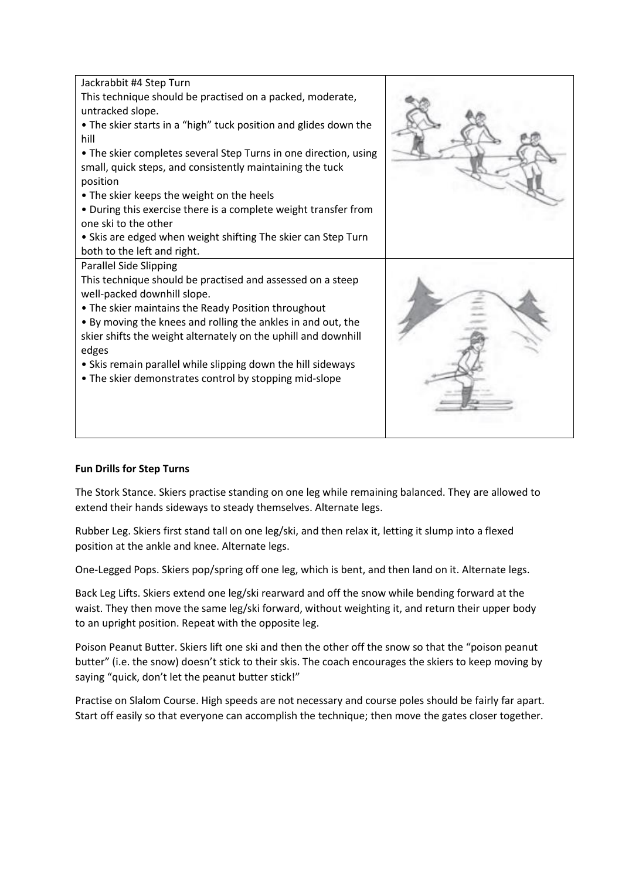| | |
|---|---|
| Jackrabbit #4 Step Turn<br>This technique should be practised on a packed, moderate, untracked slope.<br>• The skier starts in a "high" tuck position and glides down the hill<br>• The skier completes several Step Turns in one direction, using small, quick steps, and consistently maintaining the tuck position<br>• The skier keeps the weight on the heels<br>• During this exercise there is a complete weight transfer from one ski to the other<br>• Skis are edged when weight shifting The skier can Step Turn both to the left and right. | |
| Parallel Side Slipping<br>This technique should be practised and assessed on a steep well-packed downhill slope.<br>• The skier maintains the Ready Position throughout<br>• By moving the knees and rolling the ankles in and out, the skier shifts the weight alternately on the uphill and downhill edges<br>• Skis remain parallel while slipping down the hill sideways<br>• The skier demonstrates control by stopping mid-slope | |

**Fun Drills for Step Turns**

The Stork Stance. Skiers practise standing on one leg while remaining balanced. They are allowed to extend their hands sideways to steady themselves. Alternate legs.

Rubber Leg. Skiers first stand tall on one leg/ski, and then relax it, letting it slump into a flexed position at the ankle and knee. Alternate legs.

One-Legged Pops. Skiers pop/spring off one leg, which is bent, and then land on it. Alternate legs.

Back Leg Lifts. Skiers extend one leg/ski rearward and off the snow while bending forward at the waist. They then move the same leg/ski forward, without weighting it, and return their upper body to an upright position. Repeat with the opposite leg.

Poison Peanut Butter. Skiers lift one ski and then the other off the snow so that the "poison peanut butter" (i.e. the snow) doesn't stick to their skis. The coach encourages the skiers to keep moving by saying "quick, don't let the peanut butter stick!"

Practise on Slalom Course. High speeds are not necessary and course poles should be fairly far apart. Start off easily so that everyone can accomplish the technique; then move the gates closer together.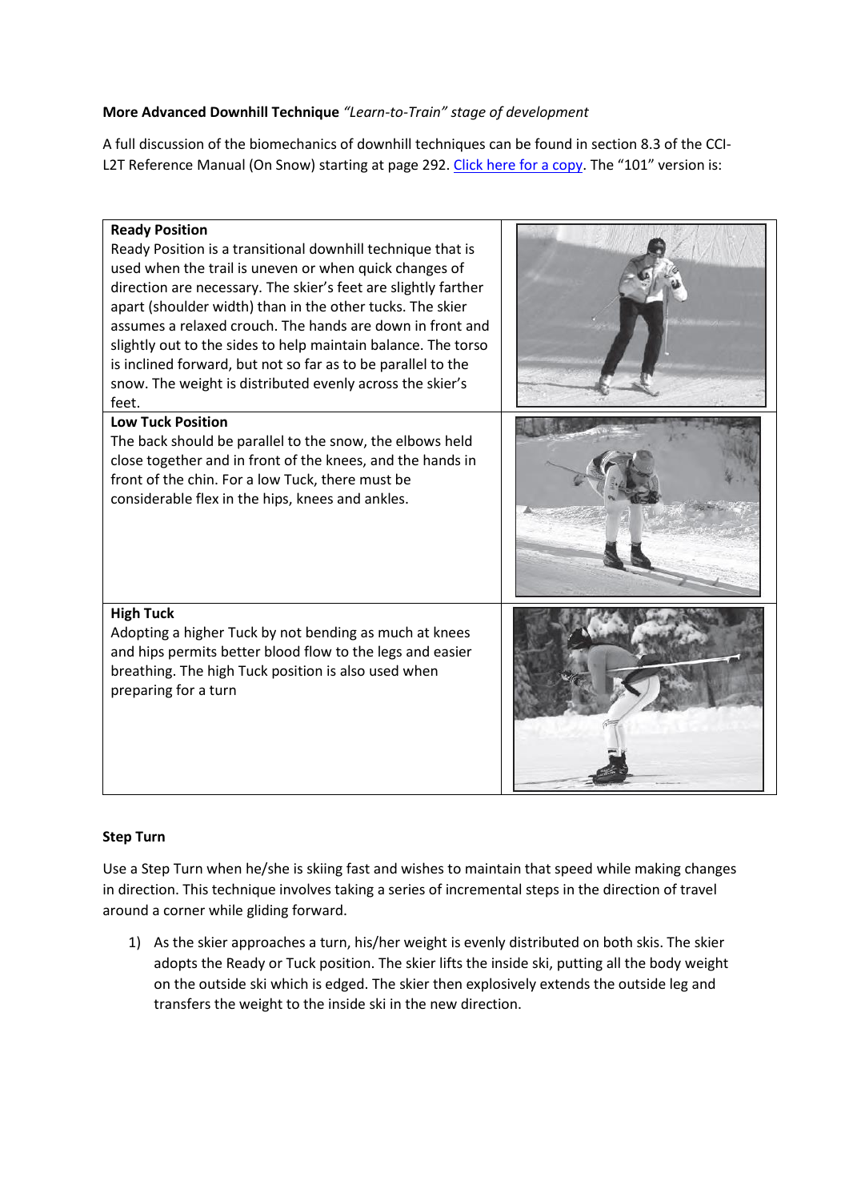**More Advanced Downhill Technique** *"Learn-to-Train" stage of development*

A full discussion of the biomechanics of downhill techniques can be found in section 8.3 of the CCI-L2T Reference Manual (On Snow) starting at page 292. [Click here for a copy](). The "101" version is:

| | |
|---|---|
| **Ready Position**<br>Ready Position is a transitional downhill technique that is used when the trail is uneven or when quick changes of direction are necessary. The skier's feet are slightly farther apart (shoulder width) than in the other tucks. The skier assumes a relaxed crouch. The hands are down in front and slightly out to the sides to help maintain balance. The torso is inclined forward, but not so far as to be parallel to the snow. The weight is distributed evenly across the skier's feet. | |
| **Low Tuck Position**<br>The back should be parallel to the snow, the elbows held close together and in front of the knees, and the hands in front of the chin. For a low Tuck, there must be considerable flex in the hips, knees and ankles. | |
| **High Tuck**<br>Adopting a higher Tuck by not bending as much at knees and hips permits better blood flow to the legs and easier breathing. The high Tuck position is also used when preparing for a turn | |

**Step Turn**

Use a Step Turn when he/she is skiing fast and wishes to maintain that speed while making changes in direction. This technique involves taking a series of incremental steps in the direction of travel around a corner while gliding forward.

1) As the skier approaches a turn, his/her weight is evenly distributed on both skis. The skier adopts the Ready or Tuck position. The skier lifts the inside ski, putting all the body weight on the outside ski which is edged. The skier then explosively extends the outside leg and transfers the weight to the inside ski in the new direction.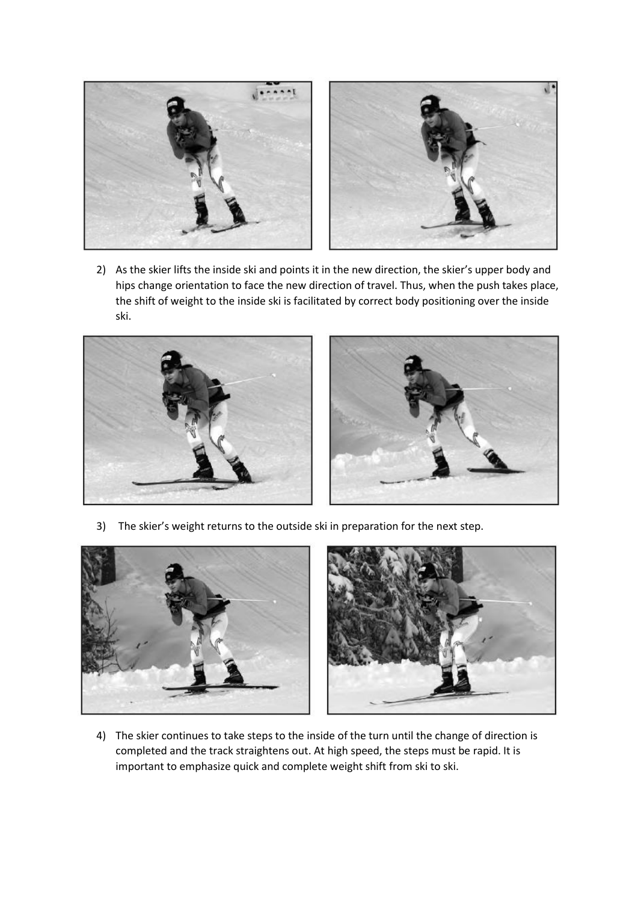2) As the skier lifts the inside ski and points it in the new direction, the skier's upper body and hips change orientation to face the new direction of travel. Thus, when the push takes place, the shift of weight to the inside ski is facilitated by correct body positioning over the inside ski.

3) The skier's weight returns to the outside ski in preparation for the next step.

4) The skier continues to take steps to the inside of the turn until the change of direction is completed and the track straightens out. At high speed, the steps must be rapid. It is important to emphasize quick and complete weight shift from ski to ski.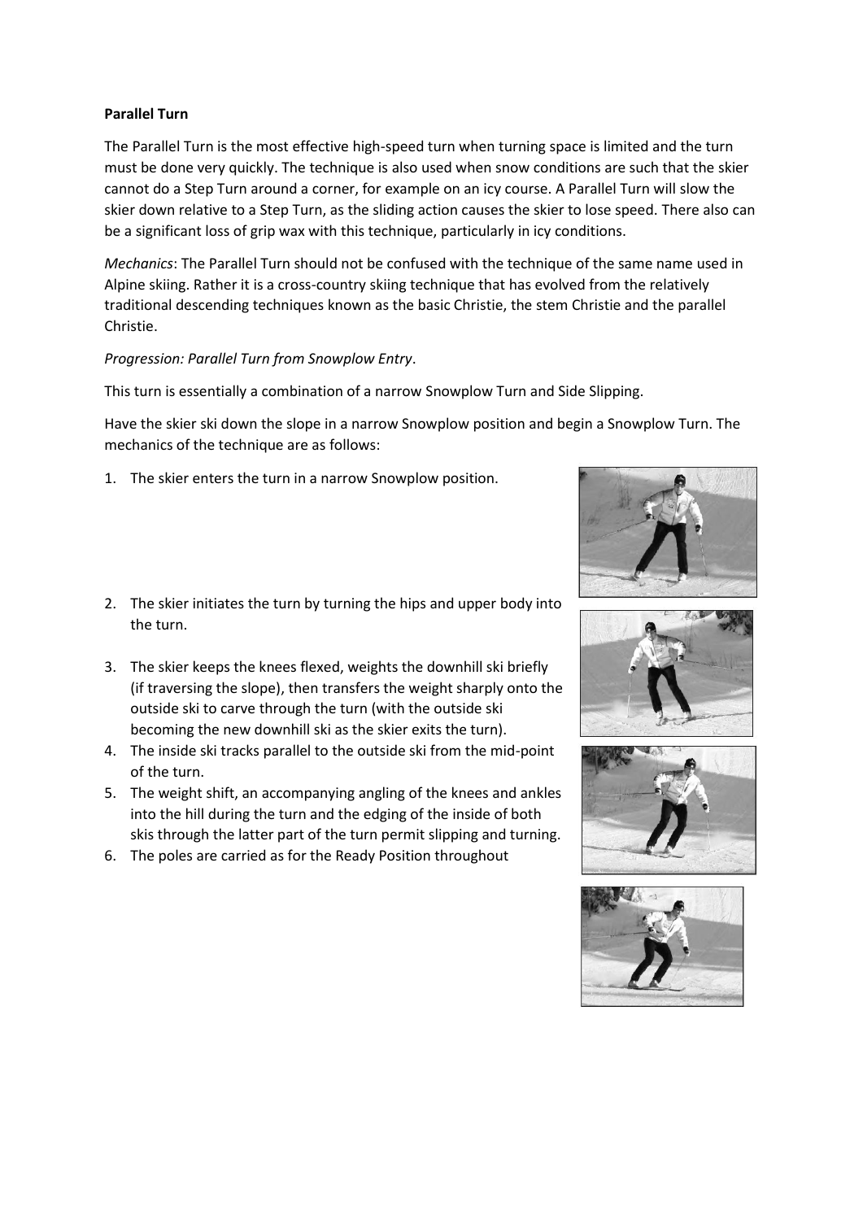**Parallel Turn**

The Parallel Turn is the most effective high-speed turn when turning space is limited and the turn must be done very quickly. The technique is also used when snow conditions are such that the skier cannot do a Step Turn around a corner, for example on an icy course. A Parallel Turn will slow the skier down relative to a Step Turn, as the sliding action causes the skier to lose speed. There also can be a significant loss of grip wax with this technique, particularly in icy conditions.

*Mechanics*: The Parallel Turn should not be confused with the technique of the same name used in Alpine skiing. Rather it is a cross-country skiing technique that has evolved from the relatively traditional descending techniques known as the basic Christie, the stem Christie and the parallel Christie.

*Progression: Parallel Turn from Snowplow Entry*.

This turn is essentially a combination of a narrow Snowplow Turn and Side Slipping.

Have the skier ski down the slope in a narrow Snowplow position and begin a Snowplow Turn. The mechanics of the technique are as follows:

1. The skier enters the turn in a narrow Snowplow position.
2. The skier initiates the turn by turning the hips and upper body into the turn.
3. The skier keeps the knees flexed, weights the downhill ski briefly (if traversing the slope), then transfers the weight sharply onto the outside ski to carve through the turn (with the outside ski becoming the new downhill ski as the skier exits the turn).
4. The inside ski tracks parallel to the outside ski from the mid-point of the turn.
5. The weight shift, an accompanying angling of the knees and ankles into the hill during the turn and the edging of the inside of both skis through the latter part of the turn permit slipping and turning.
6. The poles are carried as for the Ready Position throughout